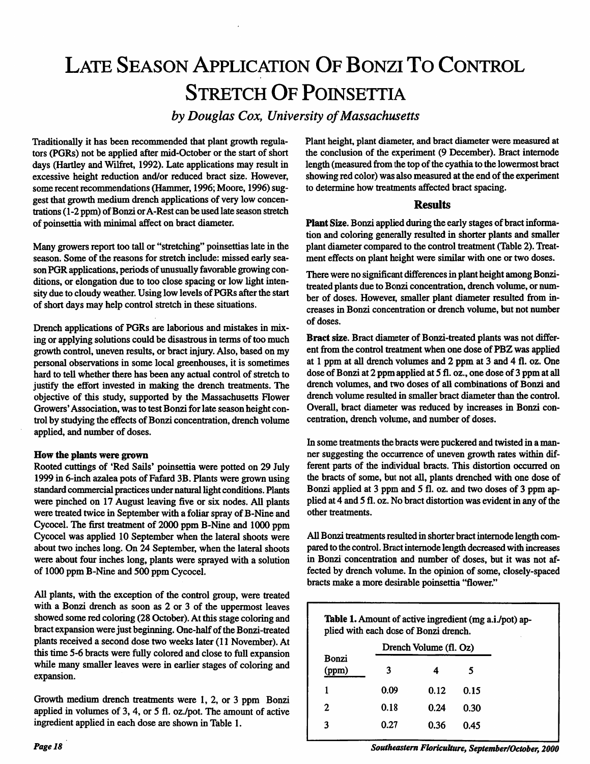# Late Season Application Of Bonzi To Control Stretch Of Poinsettia

*by Douglas Cox, University of Massachusetts*

Traditionally it has been recommended that plant growth regulators (PGRs) not be applied after mid-October or the start of short days (Hartley and Wilfret, 1992). Late applications may result in excessive height reduction and/or reduced bract size. However, some recent recommendations (Hammer, 1996; Moore, 1996) suggest that growth medium drench applications of very low concentrations (1-2 ppm) of Bonzi or A-Rest can be used late season stretch of poinsettia with minimal affect on bract diameter.

Many growers report too tall or "stretching" poinsettias late in the season. Some of the reasons for stretch include: missed early season PGR applications, periods of unusually favorable growing conditions, or elongation due to too close spacing or low light intensity due to cloudy weather. Using low levels of PGRs after the start of short days may help control stretch in these situations.

Drench applications of PGRs are laborious and mistakes in mixing or applying solutions could be disastrous in terms of too much growth control, uneven results, or bract injury. Also, based on my personal observations in some local greenhouses, it is sometimes hard to tell whether there has been any actual control of stretch to justify the effort invested in making the drench treatments. The objective of this study, supported by the Massachusetts Flower Growers' Association, was to test Bonzi for late season height control by studying the effects of Bonzi concentration, drench volume applied, and number of doses.

**How the plants were grown**

Rooted cuttings of 'Red Sails' poinsettia were potted on 29 July 1999 in 6-inch azalea pots of Fafard 3B. Plants were grown using standard commercial practices under natural light conditions. Plants were pinched on 17 August leaving five or six nodes. All plants were treated twice in September with a foliar spray of B-Nine and Cycocel. The first treatment of 2000 ppm B-Nine and 1000 ppm Cycocel was applied 10 September when the lateral shoots were about two inches long. On 24 September, when the lateral shoots were about four inches long, plants were sprayed with a solution of 1000 ppm B-Nine and 500 ppm Cycocel.

All plants, with the exception of the control group, were treated with a Bonzi drench as soon as 2 or 3 of the uppermost leaves showed some red coloring (28 October). At this stage coloring and bract expansion were just beginning. One-half of the Bonzi-treated plants received a second dose two weeks later (11 November). At this time 5-6 bracts were fully colored and close to full expansion while many smaller leaves were in earlier stages of coloring and expansion.

Growth medium drench treatments were 1, 2, or 3 ppm Bonzi applied in volumes of 3, 4, or 5 fl. oz./pot. The amount of active ingredient applied in each dose are shown in Table 1.

Plant height, plant diameter, and bract diameter were measured at the conclusion of the experiment (9 December). Bract internode length (measured from the top of the cyathia to the lowermost bract showing red color) was also measured at the end of the experiment to determine how treatments affected bract spacing.

## Results

**Plant Size.** Bonzi applied during the early stages of bract information and coloring generally resulted in shorter plants and smaller plant diameter compared to the control treatment (Table 2). Treatment effects on plant height were similar with one or two doses.

There were no significant differences in plant height among Bonzi-treated plants due to Bonzi concentration, drench volume, or number of doses. However, smaller plant diameter resulted from increases in Bonzi concentration or drench volume, but not number of doses.

**Bract size.** Bract diameter of Bonzi-treated plants was not different from the control treatment when one dose of PBZ was applied at 1 ppm at all drench volumes and 2 ppm at 3 and 4 fl. oz. One dose of Bonzi at 2 ppm applied at 5 fl. oz., one dose of 3 ppm at all drench volumes, and two doses of all combinations of Bonzi and drench volume resulted in smaller bract diameter than the control. Overall, bract diameter was reduced by increases in Bonzi concentration, drench volume, and number of doses.

In some treatments the bracts were puckered and twisted in a manner suggesting the occurrence of uneven growth rates within different parts of the individual bracts. This distortion occurred on the bracts of some, but not all, plants drenched with one dose of Bonzi applied at 3 ppm and 5 fl. oz. and two doses of 3 ppm applied at 4 and 5 fl. oz. No bract distortion was evident in any of the other treatments.

All Bonzi treatments resulted in shorter bract internode length compared to the control. Bract internode length decreased with increases in Bonzi concentration and number of doses, but it was not affected by drench volume. In the opinion of some, closely-spaced bracts make a more desirable poinsettia "flower."

**Table 1.** Amount of active ingredient (mg a.i./pot) applied with each dose of Bonzi drench.

| Bonzi (ppm) | Drench Volume (fl. Oz) | | |
|---|---|---|---|
| | 3 | 4 | 5 |
| 1 | 0.09 | 0.12 | 0.15 |
| 2 | 0.18 | 0.24 | 0.30 |
| 3 | 0.27 | 0.36 | 0.45 |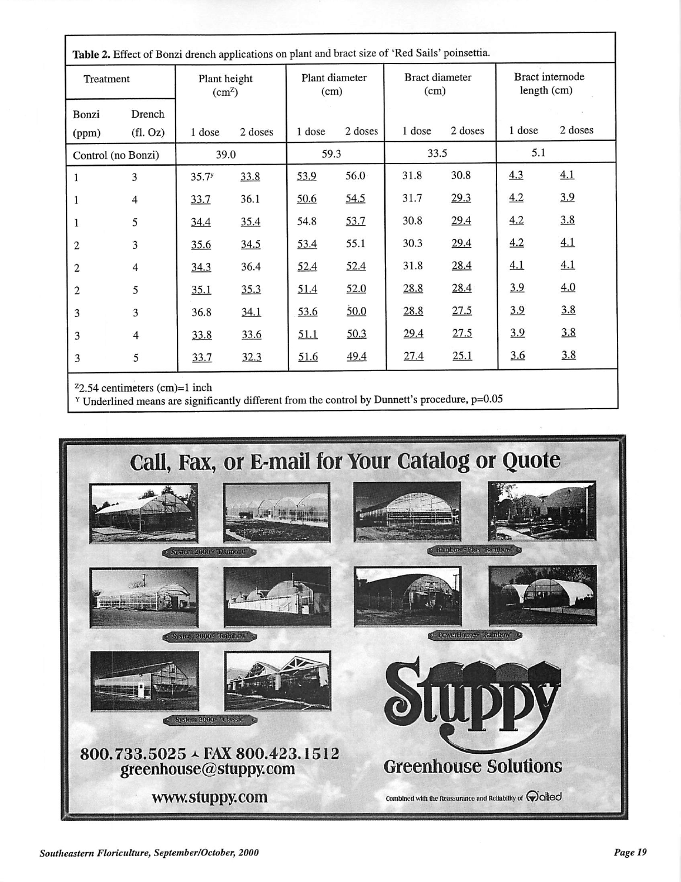**Table 2.** Effect of Bonzi drench applications on plant and bract size of 'Red Sails' poinsettia.

| Treatment | | Plant height (cm[Z]) | | Plant diameter (cm) | | Bract diameter (cm) | | Bract internode length (cm) | |
|---|---|---|---|---|---|---|---|---|---|
| Bonzi (ppm) | Drench (fl. Oz) | 1 dose | 2 doses | 1 dose | 2 doses | 1 dose | 2 doses | 1 dose | 2 doses |
| Control (no Bonzi) | | 39.0 | | 59.3 | | 33.5 | | 5.1 | |
| 1 | 3 | 35.7[y] | <u>33.8</u> | <u>53.9</u> | 56.0 | 31.8 | 30.8 | <u>4.3</u> | <u>4.1</u> |
| 1 | 4 | <u>33.7</u> | 36.1 | <u>50.6</u> | <u>54.5</u> | 31.7 | <u>29.3</u> | <u>4.2</u> | <u>3.9</u> |
| 1 | 5 | <u>34.4</u> | <u>35.4</u> | 54.8 | <u>53.7</u> | 30.8 | <u>29.4</u> | <u>4.2</u> | <u>3.8</u> |
| 2 | 3 | <u>35.6</u> | <u>34.5</u> | <u>53.4</u> | 55.1 | 30.3 | <u>29.4</u> | <u>4.2</u> | <u>4.1</u> |
| 2 | 4 | <u>34.3</u> | 36.4 | <u>52.4</u> | <u>52.4</u> | 31.8 | <u>28.4</u> | <u>4.1</u> | <u>4.1</u> |
| 2 | 5 | <u>35.1</u> | <u>35.3</u> | <u>51.4</u> | <u>52.0</u> | <u>28.8</u> | <u>28.4</u> | <u>3.9</u> | <u>4.0</u> |
| 3 | 3 | 36.8 | <u>34.1</u> | <u>53.6</u> | <u>50.0</u> | <u>28.8</u> | <u>27.5</u> | <u>3.9</u> | <u>3.8</u> |
| 3 | 4 | <u>33.8</u> | <u>33.6</u> | <u>51.1</u> | <u>50.3</u> | <u>29.4</u> | <u>27.5</u> | <u>3.9</u> | <u>3.8</u> |
| 3 | 5 | <u>33.7</u> | <u>32.3</u> | <u>51.6</u> | <u>49.4</u> | <u>27.4</u> | <u>25.1</u> | <u>3.6</u> | <u>3.8</u> |

[Z] 2.54 centimeters (cm)=1 inch
[Y] Underlined means are significantly different from the control by Dunnett's procedure, p=0.05

# Call, Fax, or E-mail for Your Catalog or Quote

System 2000® "Diamond" · Rainbow® Plus "Rainbow" · System 2000® "Rainbow" · PowerHouse® "Rainbow" · System 2000® "Classic"

**Stuppy Greenhouse Solutions**

800.733.5025 · FAX 800.423.1512
greenhouse@stuppy.com
www.stuppy.com

Combined with the Reassurance and Reliability of Allied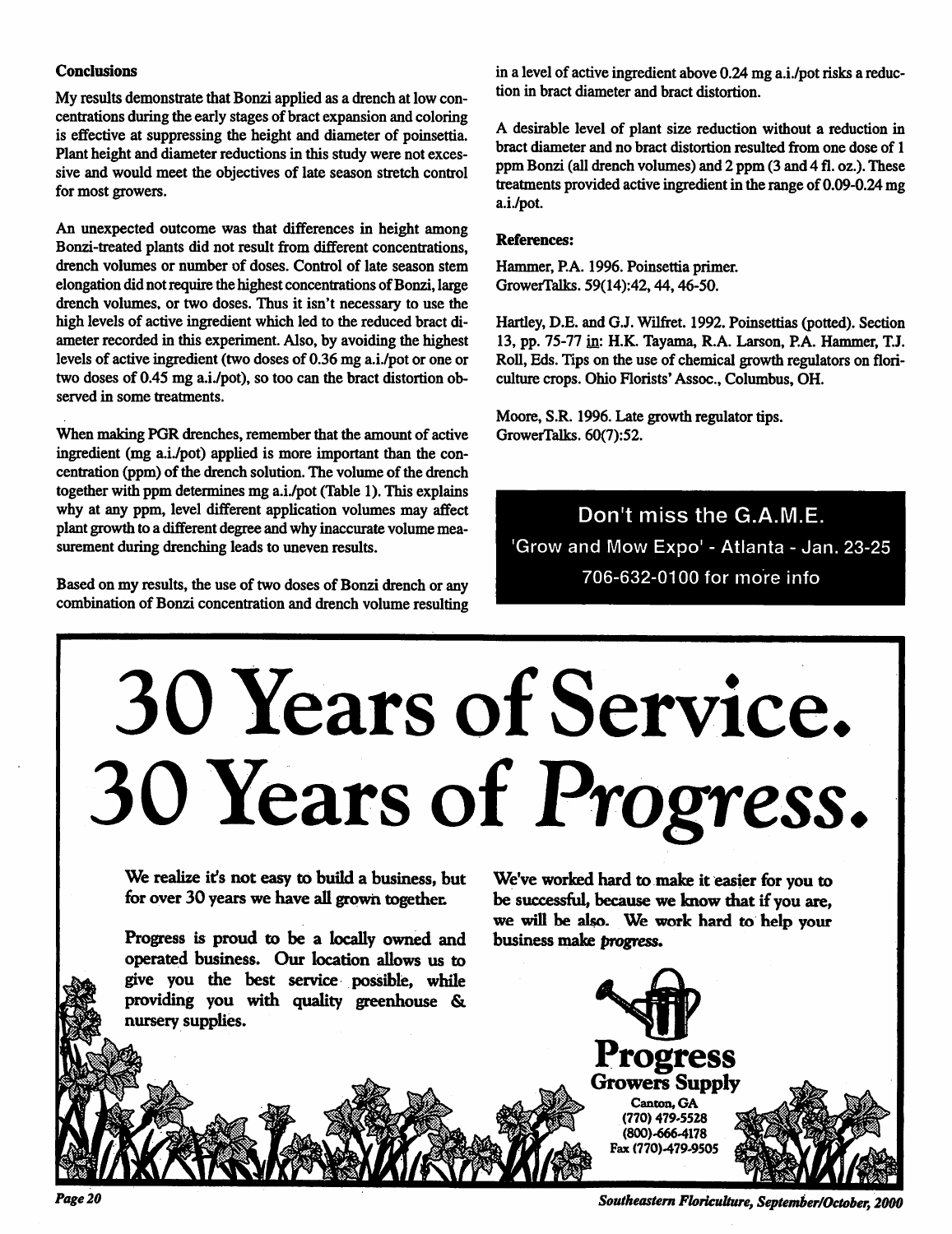### Conclusions

My results demonstrate that Bonzi applied as a drench at low concentrations during the early stages of bract expansion and coloring is effective at suppressing the height and diameter of poinsettia. Plant height and diameter reductions in this study were not excessive and would meet the objectives of late season stretch control for most growers.

An unexpected outcome was that differences in height among Bonzi-treated plants did not result from different concentrations, drench volumes or number of doses. Control of late season stem elongation did not require the highest concentrations of Bonzi, large drench volumes, or two doses. Thus it isn't necessary to use the high levels of active ingredient which led to the reduced bract diameter recorded in this experiment. Also, by avoiding the highest levels of active ingredient (two doses of 0.36 mg a.i./pot or one or two doses of 0.45 mg a.i./pot), so too can the bract distortion observed in some treatments.

When making PGR drenches, remember that the amount of active ingredient (mg a.i./pot) applied is more important than the concentration (ppm) of the drench solution. The volume of the drench together with ppm determines mg a.i./pot (Table 1). This explains why at any ppm, level different application volumes may affect plant growth to a different degree and why inaccurate volume measurement during drenching leads to uneven results.

Based on my results, the use of two doses of Bonzi drench or any combination of Bonzi concentration and drench volume resulting in a level of active ingredient above 0.24 mg a.i./pot risks a reduction in bract diameter and bract distortion.

A desirable level of plant size reduction without a reduction in bract diameter and no bract distortion resulted from one dose of 1 ppm Bonzi (all drench volumes) and 2 ppm (3 and 4 fl. oz.). These treatments provided active ingredient in the range of 0.09-0.24 mg a.i./pot.

### References:

Hammer, P.A. 1996. Poinsettia primer. GrowerTalks. 59(14):42, 44, 46-50.

Hartley, D.E. and G.J. Wilfret. 1992. Poinsettias (potted). Section 13, pp. 75-77 in: H.K. Tayama, R.A. Larson, P.A. Hammer, T.J. Roll, Eds. Tips on the use of chemical growth regulators on floriculture crops. Ohio Florists' Assoc., Columbus, OH.

Moore, S.R. 1996. Late growth regulator tips. GrowerTalks. 60(7):52.

Don't miss the G.A.M.E.
'Grow and Mow Expo' - Atlanta - Jan. 23-25
706-632-0100 for more info

# 30 Years of Service. 30 Years of *Progress*.

We realize it's not easy to build a business, but for over 30 years we have all grown together.

Progress is proud to be a locally owned and operated business. Our location allows us to give you the best service possible, while providing you with quality greenhouse & nursery supplies.

We've worked hard to make it easier for you to be successful, because we know that if you are, we will be also. We work hard to help your business make *progress*.

**Progress**
**Growers Supply**
Canton, GA
(770) 479-5528
(800)-666-4178
Fax (770)-479-9505